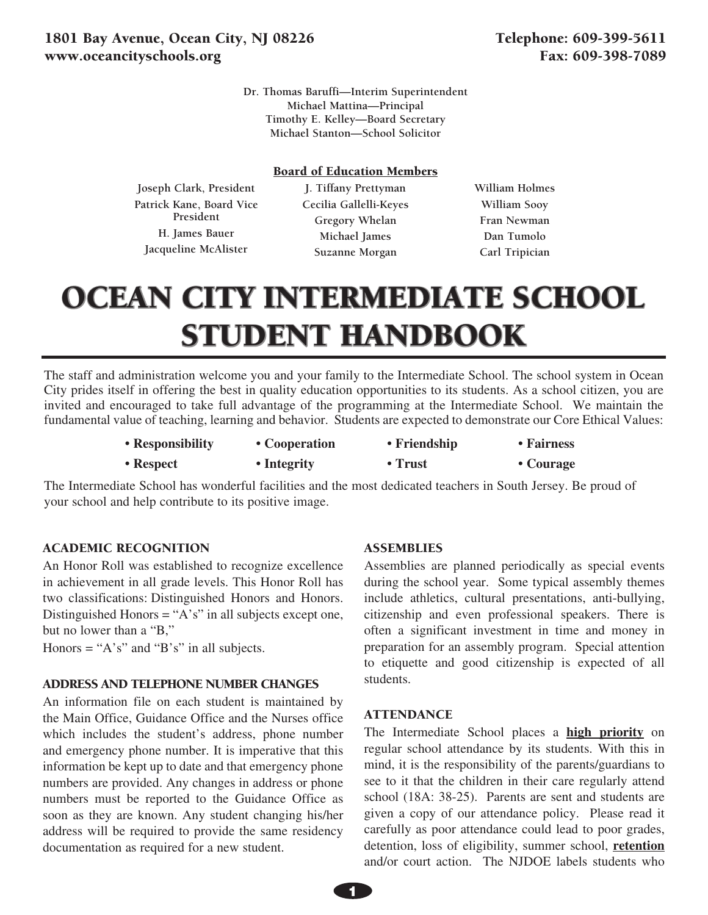1801 Bay Avenue, Ocean City, NJ 08226
www.oceancityschools.org

Telephone: 609-399-5611
Fax: 609-398-7089

Dr. Thomas Baruffi—Interim Superintendent
Michael Mattina—Principal
Timothy E. Kelley—Board Secretary
Michael Stanton—School Solicitor

**Board of Education Members**

| | | |
|---|---|---|
| Joseph Clark, President | J. Tiffany Prettyman | William Holmes |
| Patrick Kane, Board Vice President | Cecilia Gallelli-Keyes | William Sooy |
| H. James Bauer | Gregory Whelan | Fran Newman |
| Jacqueline McAlister | Michael James | Dan Tumolo |
| | Suzanne Morgan | Carl Tripician |

# OCEAN CITY INTERMEDIATE SCHOOL STUDENT HANDBOOK

The staff and administration welcome you and your family to the Intermediate School. The school system in Ocean City prides itself in offering the best in quality education opportunities to its students. As a school citizen, you are invited and encouraged to take full advantage of the programming at the Intermediate School. We maintain the fundamental value of teaching, learning and behavior. Students are expected to demonstrate our Core Ethical Values:

- **Responsibility**
- **Cooperation**
- **Friendship**
- **Fairness**
- **Respect**
- **Integrity**
- **Trust**
- **Courage**

The Intermediate School has wonderful facilities and the most dedicated teachers in South Jersey. Be proud of your school and help contribute to its positive image.

### ACADEMIC RECOGNITION

An Honor Roll was established to recognize excellence in achievement in all grade levels. This Honor Roll has two classifications: Distinguished Honors and Honors. Distinguished Honors = "A's" in all subjects except one, but no lower than a "B,"

Honors = "A's" and "B's" in all subjects.

### ADDRESS AND TELEPHONE NUMBER CHANGES

An information file on each student is maintained by the Main Office, Guidance Office and the Nurses office which includes the student's address, phone number and emergency phone number. It is imperative that this information be kept up to date and that emergency phone numbers are provided. Any changes in address or phone numbers must be reported to the Guidance Office as soon as they are known. Any student changing his/her address will be required to provide the same residency documentation as required for a new student.

### ASSEMBLIES

Assemblies are planned periodically as special events during the school year. Some typical assembly themes include athletics, cultural presentations, anti-bullying, citizenship and even professional speakers. There is often a significant investment in time and money in preparation for an assembly program. Special attention to etiquette and good citizenship is expected of all students.

### ATTENDANCE

The Intermediate School places a **high priority** on regular school attendance by its students. With this in mind, it is the responsibility of the parents/guardians to see to it that the children in their care regularly attend school (18A: 38-25). Parents are sent and students are given a copy of our attendance policy. Please read it carefully as poor attendance could lead to poor grades, detention, loss of eligibility, summer school, **retention** and/or court action. The NJDOE labels students who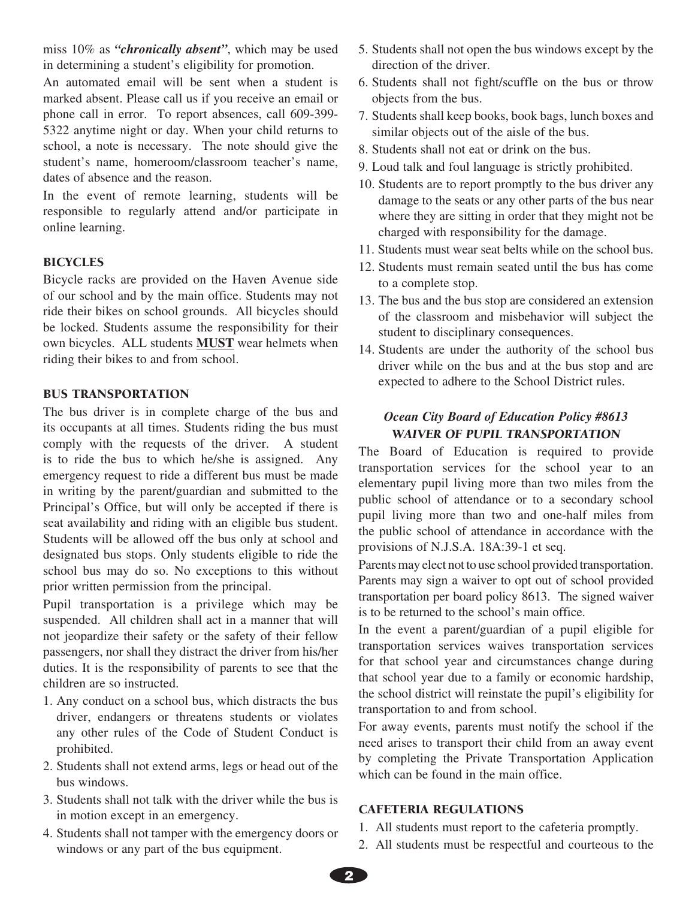miss 10% as ***"chronically absent"***, which may be used in determining a student's eligibility for promotion.

An automated email will be sent when a student is marked absent. Please call us if you receive an email or phone call in error. To report absences, call 609-399-5322 anytime night or day. When your child returns to school, a note is necessary. The note should give the student's name, homeroom/classroom teacher's name, dates of absence and the reason.

In the event of remote learning, students will be responsible to regularly attend and/or participate in online learning.

## BICYCLES

Bicycle racks are provided on the Haven Avenue side of our school and by the main office. Students may not ride their bikes on school grounds. All bicycles should be locked. Students assume the responsibility for their own bicycles. ALL students **MUST** wear helmets when riding their bikes to and from school.

## BUS TRANSPORTATION

The bus driver is in complete charge of the bus and its occupants at all times. Students riding the bus must comply with the requests of the driver. A student is to ride the bus to which he/she is assigned. Any emergency request to ride a different bus must be made in writing by the parent/guardian and submitted to the Principal's Office, but will only be accepted if there is seat availability and riding with an eligible bus student. Students will be allowed off the bus only at school and designated bus stops. Only students eligible to ride the school bus may do so. No exceptions to this without prior written permission from the principal.

Pupil transportation is a privilege which may be suspended. All children shall act in a manner that will not jeopardize their safety or the safety of their fellow passengers, nor shall they distract the driver from his/her duties. It is the responsibility of parents to see that the children are so instructed.

1. Any conduct on a school bus, which distracts the bus driver, endangers or threatens students or violates any other rules of the Code of Student Conduct is prohibited.
2. Students shall not extend arms, legs or head out of the bus windows.
3. Students shall not talk with the driver while the bus is in motion except in an emergency.
4. Students shall not tamper with the emergency doors or windows or any part of the bus equipment.
5. Students shall not open the bus windows except by the direction of the driver.
6. Students shall not fight/scuffle on the bus or throw objects from the bus.
7. Students shall keep books, book bags, lunch boxes and similar objects out of the aisle of the bus.
8. Students shall not eat or drink on the bus.
9. Loud talk and foul language is strictly prohibited.
10. Students are to report promptly to the bus driver any damage to the seats or any other parts of the bus near where they are sitting in order that they might not be charged with responsibility for the damage.
11. Students must wear seat belts while on the school bus.
12. Students must remain seated until the bus has come to a complete stop.
13. The bus and the bus stop are considered an extension of the classroom and misbehavior will subject the student to disciplinary consequences.
14. Students are under the authority of the school bus driver while on the bus and at the bus stop and are expected to adhere to the School District rules.

### *Ocean City Board of Education Policy #8613*
### *WAIVER OF PUPIL TRANSPORTATION*

The Board of Education is required to provide transportation services for the school year to an elementary pupil living more than two miles from the public school of attendance or to a secondary school pupil living more than two and one-half miles from the public school of attendance in accordance with the provisions of N.J.S.A. 18A:39-1 et seq.

Parents may elect not to use school provided transportation. Parents may sign a waiver to opt out of school provided transportation per board policy 8613. The signed waiver is to be returned to the school's main office.

In the event a parent/guardian of a pupil eligible for transportation services waives transportation services for that school year and circumstances change during that school year due to a family or economic hardship, the school district will reinstate the pupil's eligibility for transportation to and from school.

For away events, parents must notify the school if the need arises to transport their child from an away event by completing the Private Transportation Application which can be found in the main office.

## CAFETERIA REGULATIONS

1. All students must report to the cafeteria promptly.
2. All students must be respectful and courteous to the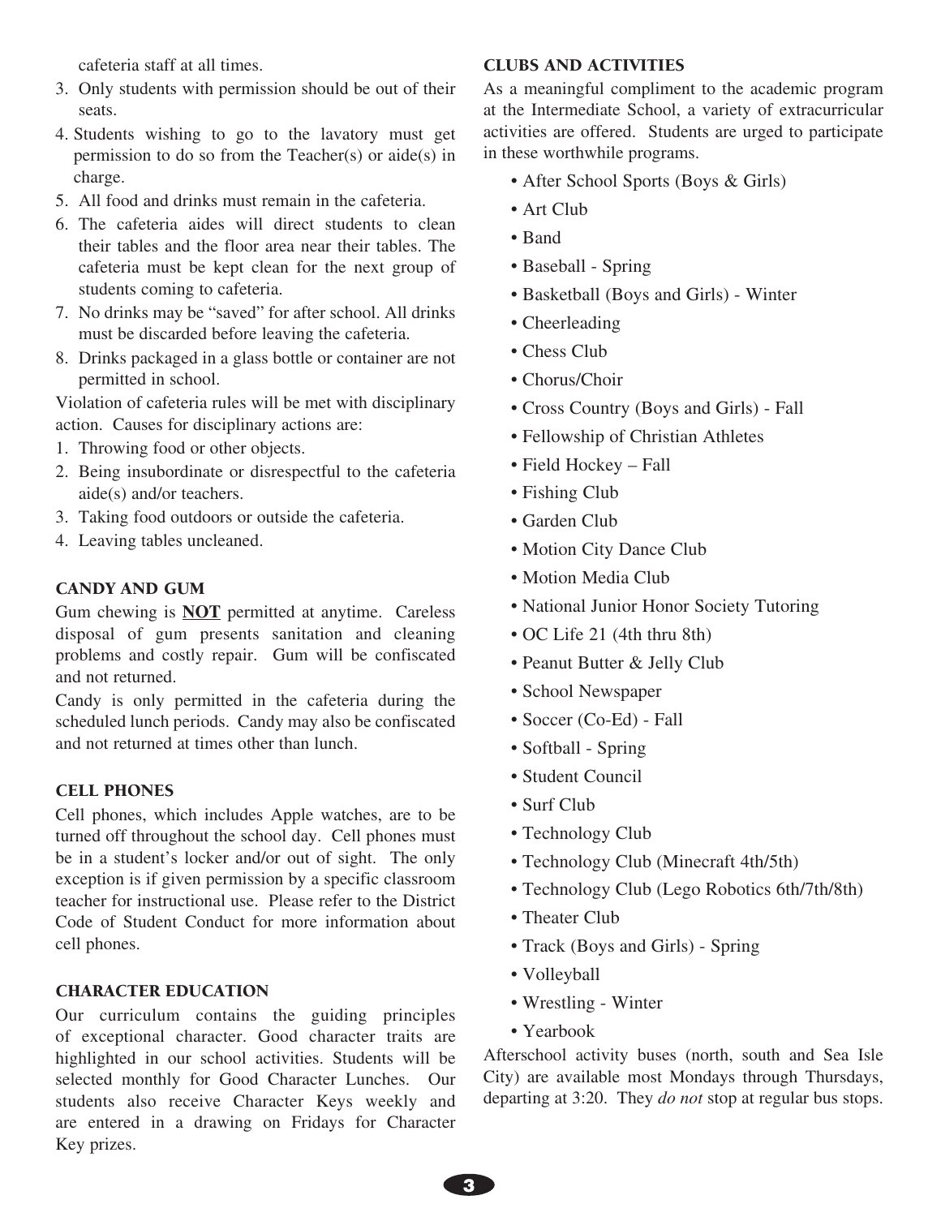cafeteria staff at all times.

3. Only students with permission should be out of their seats.
4. Students wishing to go to the lavatory must get permission to do so from the Teacher(s) or aide(s) in charge.
5. All food and drinks must remain in the cafeteria.
6. The cafeteria aides will direct students to clean their tables and the floor area near their tables. The cafeteria must be kept clean for the next group of students coming to cafeteria.
7. No drinks may be "saved" for after school. All drinks must be discarded before leaving the cafeteria.
8. Drinks packaged in a glass bottle or container are not permitted in school.

Violation of cafeteria rules will be met with disciplinary action. Causes for disciplinary actions are:

1. Throwing food or other objects.
2. Being insubordinate or disrespectful to the cafeteria aide(s) and/or teachers.
3. Taking food outdoors or outside the cafeteria.
4. Leaving tables uncleaned.

## CANDY AND GUM

Gum chewing is **NOT** permitted at anytime. Careless disposal of gum presents sanitation and cleaning problems and costly repair. Gum will be confiscated and not returned.

Candy is only permitted in the cafeteria during the scheduled lunch periods. Candy may also be confiscated and not returned at times other than lunch.

## CELL PHONES

Cell phones, which includes Apple watches, are to be turned off throughout the school day. Cell phones must be in a student's locker and/or out of sight. The only exception is if given permission by a specific classroom teacher for instructional use. Please refer to the District Code of Student Conduct for more information about cell phones.

## CHARACTER EDUCATION

Our curriculum contains the guiding principles of exceptional character. Good character traits are highlighted in our school activities. Students will be selected monthly for Good Character Lunches. Our students also receive Character Keys weekly and are entered in a drawing on Fridays for Character Key prizes.

## CLUBS AND ACTIVITIES

As a meaningful compliment to the academic program at the Intermediate School, a variety of extracurricular activities are offered. Students are urged to participate in these worthwhile programs.

- After School Sports (Boys & Girls)
- Art Club
- Band
- Baseball - Spring
- Basketball (Boys and Girls) - Winter
- Cheerleading
- Chess Club
- Chorus/Choir
- Cross Country (Boys and Girls) - Fall
- Fellowship of Christian Athletes
- Field Hockey – Fall
- Fishing Club
- Garden Club
- Motion City Dance Club
- Motion Media Club
- National Junior Honor Society Tutoring
- OC Life 21 (4th thru 8th)
- Peanut Butter & Jelly Club
- School Newspaper
- Soccer (Co-Ed) - Fall
- Softball - Spring
- Student Council
- Surf Club
- Technology Club
- Technology Club (Minecraft 4th/5th)
- Technology Club (Lego Robotics 6th/7th/8th)
- Theater Club
- Track (Boys and Girls) - Spring
- Volleyball
- Wrestling - Winter
- Yearbook

Afterschool activity buses (north, south and Sea Isle City) are available most Mondays through Thursdays, departing at 3:20. They *do not* stop at regular bus stops.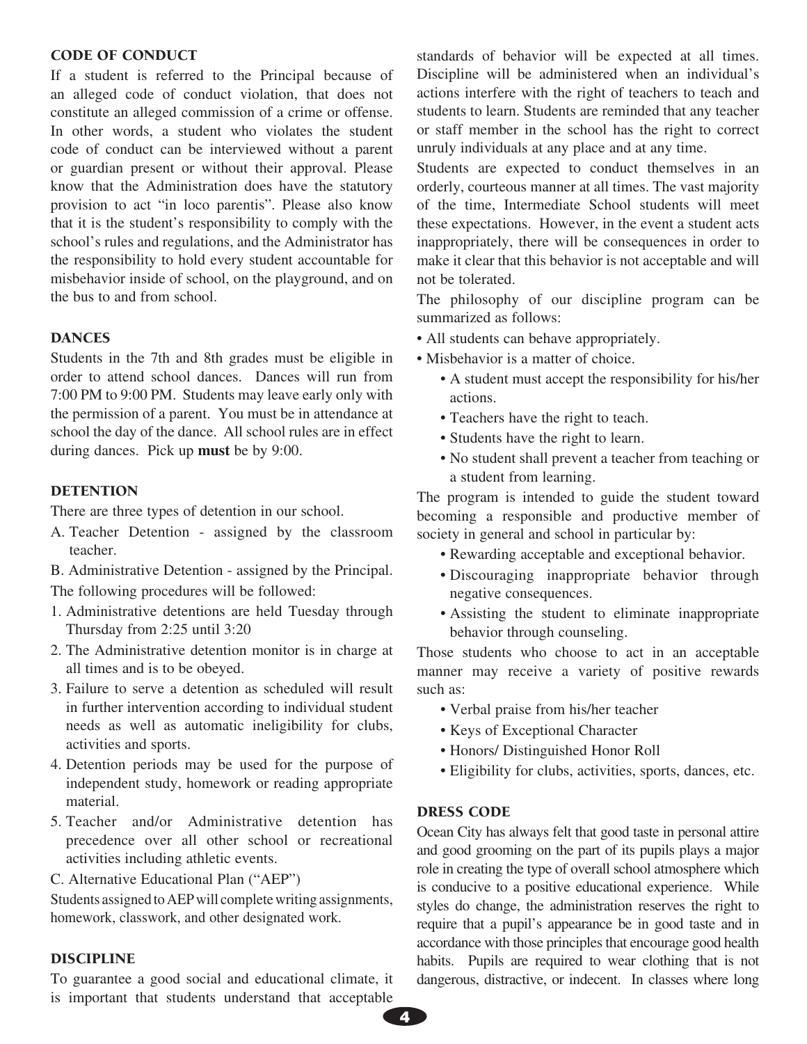## CODE OF CONDUCT

If a student is referred to the Principal because of an alleged code of conduct violation, that does not constitute an alleged commission of a crime or offense. In other words, a student who violates the student code of conduct can be interviewed without a parent or guardian present or without their approval. Please know that the Administration does have the statutory provision to act "in loco parentis". Please also know that it is the student's responsibility to comply with the school's rules and regulations, and the Administrator has the responsibility to hold every student accountable for misbehavior inside of school, on the playground, and on the bus to and from school.

## DANCES

Students in the 7th and 8th grades must be eligible in order to attend school dances. Dances will run from 7:00 PM to 9:00 PM. Students may leave early only with the permission of a parent. You must be in attendance at school the day of the dance. All school rules are in effect during dances. Pick up **must** be by 9:00.

## DETENTION

There are three types of detention in our school.

A. Teacher Detention - assigned by the classroom teacher.

B. Administrative Detention - assigned by the Principal.

The following procedures will be followed:

1. Administrative detentions are held Tuesday through Thursday from 2:25 until 3:20
2. The Administrative detention monitor is in charge at all times and is to be obeyed.
3. Failure to serve a detention as scheduled will result in further intervention according to individual student needs as well as automatic ineligibility for clubs, activities and sports.
4. Detention periods may be used for the purpose of independent study, homework or reading appropriate material.
5. Teacher and/or Administrative detention has precedence over all other school or recreational activities including athletic events.

C. Alternative Educational Plan ("AEP")

Students assigned to AEP will complete writing assignments, homework, classwork, and other designated work.

## DISCIPLINE

To guarantee a good social and educational climate, it is important that students understand that acceptable standards of behavior will be expected at all times. Discipline will be administered when an individual's actions interfere with the right of teachers to teach and students to learn. Students are reminded that any teacher or staff member in the school has the right to correct unruly individuals at any place and at any time.

Students are expected to conduct themselves in an orderly, courteous manner at all times. The vast majority of the time, Intermediate School students will meet these expectations. However, in the event a student acts inappropriately, there will be consequences in order to make it clear that this behavior is not acceptable and will not be tolerated.

The philosophy of our discipline program can be summarized as follows:

- All students can behave appropriately.
- Misbehavior is a matter of choice.
  - A student must accept the responsibility for his/her actions.
  - Teachers have the right to teach.
  - Students have the right to learn.
  - No student shall prevent a teacher from teaching or a student from learning.

The program is intended to guide the student toward becoming a responsible and productive member of society in general and school in particular by:

- Rewarding acceptable and exceptional behavior.
- Discouraging inappropriate behavior through negative consequences.
- Assisting the student to eliminate inappropriate behavior through counseling.

Those students who choose to act in an acceptable manner may receive a variety of positive rewards such as:

- Verbal praise from his/her teacher
- Keys of Exceptional Character
- Honors/ Distinguished Honor Roll
- Eligibility for clubs, activities, sports, dances, etc.

## DRESS CODE

Ocean City has always felt that good taste in personal attire and good grooming on the part of its pupils plays a major role in creating the type of overall school atmosphere which is conducive to a positive educational experience. While styles do change, the administration reserves the right to require that a pupil's appearance be in good taste and in accordance with those principles that encourage good health habits. Pupils are required to wear clothing that is not dangerous, distractive, or indecent. In classes where long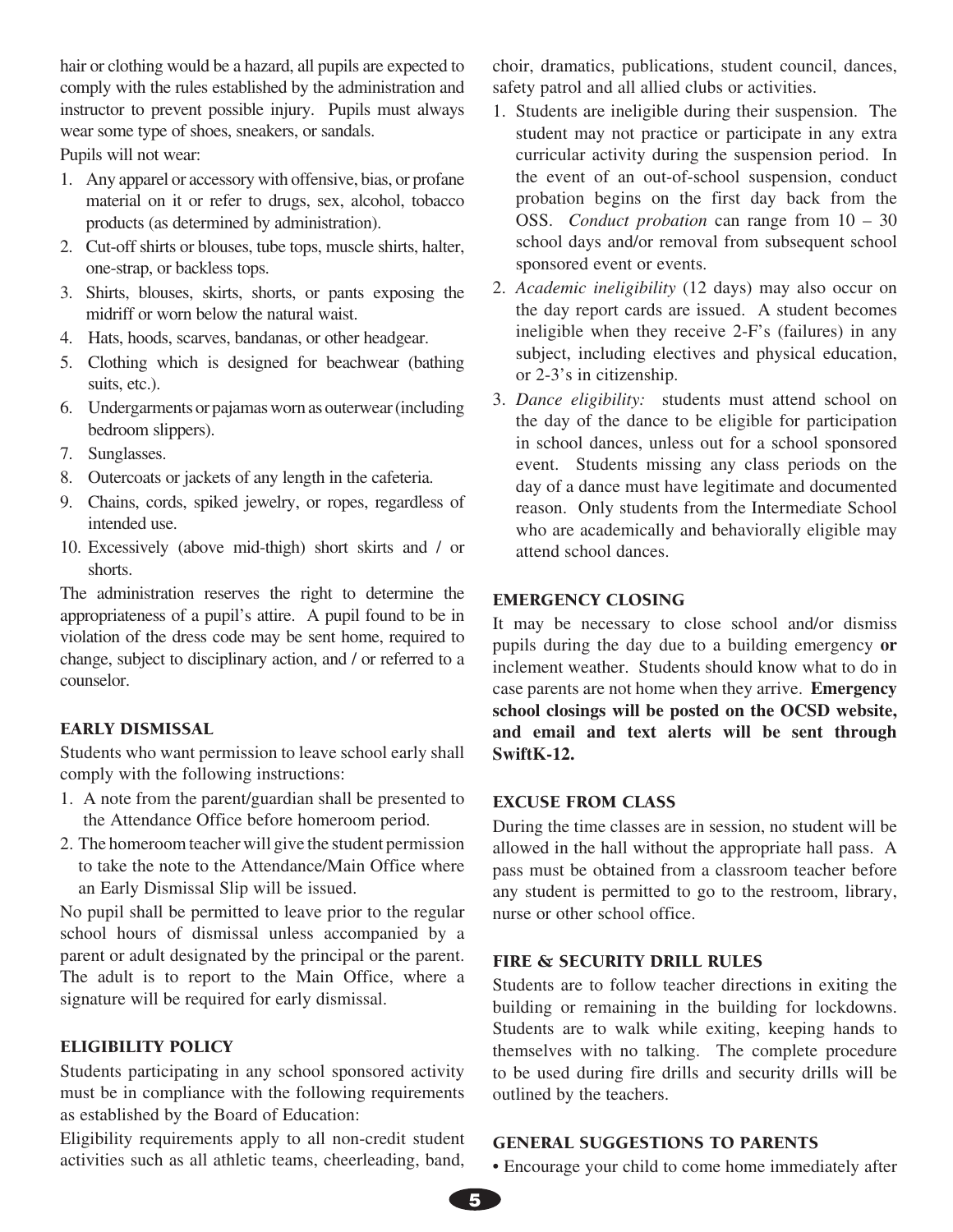hair or clothing would be a hazard, all pupils are expected to comply with the rules established by the administration and instructor to prevent possible injury. Pupils must always wear some type of shoes, sneakers, or sandals.

Pupils will not wear:

1. Any apparel or accessory with offensive, bias, or profane material on it or refer to drugs, sex, alcohol, tobacco products (as determined by administration).
2. Cut-off shirts or blouses, tube tops, muscle shirts, halter, one-strap, or backless tops.
3. Shirts, blouses, skirts, shorts, or pants exposing the midriff or worn below the natural waist.
4. Hats, hoods, scarves, bandanas, or other headgear.
5. Clothing which is designed for beachwear (bathing suits, etc.).
6. Undergarments or pajamas worn as outerwear (including bedroom slippers).
7. Sunglasses.
8. Outercoats or jackets of any length in the cafeteria.
9. Chains, cords, spiked jewelry, or ropes, regardless of intended use.
10. Excessively (above mid-thigh) short skirts and / or shorts.

The administration reserves the right to determine the appropriateness of a pupil's attire. A pupil found to be in violation of the dress code may be sent home, required to change, subject to disciplinary action, and / or referred to a counselor.

## EARLY DISMISSAL

Students who want permission to leave school early shall comply with the following instructions:

1. A note from the parent/guardian shall be presented to the Attendance Office before homeroom period.
2. The homeroom teacher will give the student permission to take the note to the Attendance/Main Office where an Early Dismissal Slip will be issued.

No pupil shall be permitted to leave prior to the regular school hours of dismissal unless accompanied by a parent or adult designated by the principal or the parent. The adult is to report to the Main Office, where a signature will be required for early dismissal.

## ELIGIBILITY POLICY

Students participating in any school sponsored activity must be in compliance with the following requirements as established by the Board of Education:

Eligibility requirements apply to all non-credit student activities such as all athletic teams, cheerleading, band, choir, dramatics, publications, student council, dances, safety patrol and all allied clubs or activities.

1. Students are ineligible during their suspension. The student may not practice or participate in any extra curricular activity during the suspension period. In the event of an out-of-school suspension, conduct probation begins on the first day back from the OSS. *Conduct probation* can range from 10 – 30 school days and/or removal from subsequent school sponsored event or events.
2. *Academic ineligibility* (12 days) may also occur on the day report cards are issued. A student becomes ineligible when they receive 2-F's (failures) in any subject, including electives and physical education, or 2-3's in citizenship.
3. *Dance eligibility:* students must attend school on the day of the dance to be eligible for participation in school dances, unless out for a school sponsored event. Students missing any class periods on the day of a dance must have legitimate and documented reason. Only students from the Intermediate School who are academically and behaviorally eligible may attend school dances.

## EMERGENCY CLOSING

It may be necessary to close school and/or dismiss pupils during the day due to a building emergency **or** inclement weather. Students should know what to do in case parents are not home when they arrive. **Emergency school closings will be posted on the OCSD website, and email and text alerts will be sent through SwiftK-12.**

## EXCUSE FROM CLASS

During the time classes are in session, no student will be allowed in the hall without the appropriate hall pass. A pass must be obtained from a classroom teacher before any student is permitted to go to the restroom, library, nurse or other school office.

## FIRE & SECURITY DRILL RULES

Students are to follow teacher directions in exiting the building or remaining in the building for lockdowns. Students are to walk while exiting, keeping hands to themselves with no talking. The complete procedure to be used during fire drills and security drills will be outlined by the teachers.

## GENERAL SUGGESTIONS TO PARENTS

- Encourage your child to come home immediately after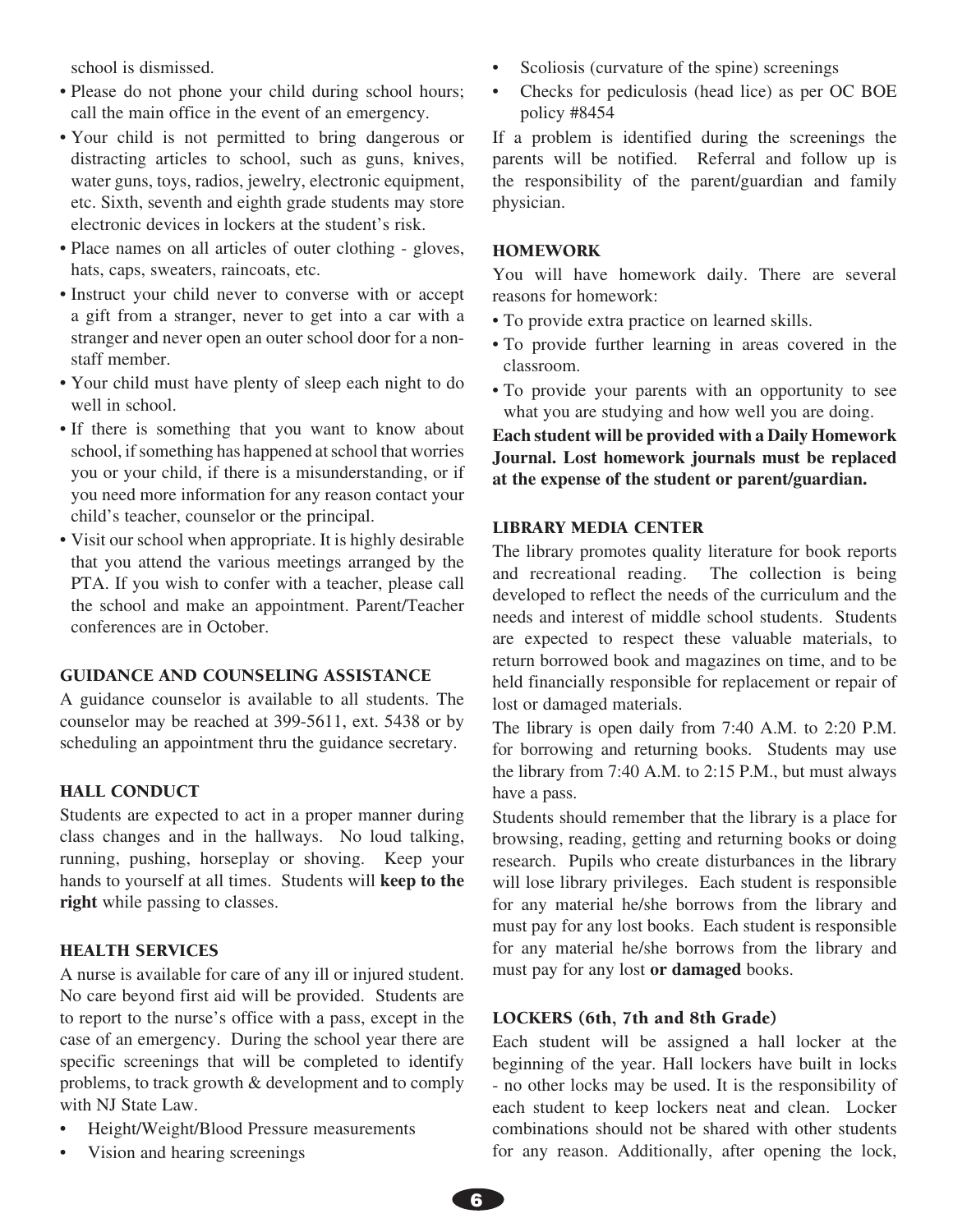school is dismissed.

- Please do not phone your child during school hours; call the main office in the event of an emergency.
- Your child is not permitted to bring dangerous or distracting articles to school, such as guns, knives, water guns, toys, radios, jewelry, electronic equipment, etc. Sixth, seventh and eighth grade students may store electronic devices in lockers at the student's risk.
- Place names on all articles of outer clothing - gloves, hats, caps, sweaters, raincoats, etc.
- Instruct your child never to converse with or accept a gift from a stranger, never to get into a car with a stranger and never open an outer school door for a non-staff member.
- Your child must have plenty of sleep each night to do well in school.
- If there is something that you want to know about school, if something has happened at school that worries you or your child, if there is a misunderstanding, or if you need more information for any reason contact your child's teacher, counselor or the principal.
- Visit our school when appropriate. It is highly desirable that you attend the various meetings arranged by the PTA. If you wish to confer with a teacher, please call the school and make an appointment. Parent/Teacher conferences are in October.

### GUIDANCE AND COUNSELING ASSISTANCE

A guidance counselor is available to all students. The counselor may be reached at 399-5611, ext. 5438 or by scheduling an appointment thru the guidance secretary.

### HALL CONDUCT

Students are expected to act in a proper manner during class changes and in the hallways. No loud talking, running, pushing, horseplay or shoving. Keep your hands to yourself at all times. Students will **keep to the right** while passing to classes.

### HEALTH SERVICES

A nurse is available for care of any ill or injured student. No care beyond first aid will be provided. Students are to report to the nurse's office with a pass, except in the case of an emergency. During the school year there are specific screenings that will be completed to identify problems, to track growth & development and to comply with NJ State Law.

- Height/Weight/Blood Pressure measurements
- Vision and hearing screenings
- Scoliosis (curvature of the spine) screenings
- Checks for pediculosis (head lice) as per OC BOE policy #8454

If a problem is identified during the screenings the parents will be notified. Referral and follow up is the responsibility of the parent/guardian and family physician.

### HOMEWORK

You will have homework daily. There are several reasons for homework:

- To provide extra practice on learned skills.
- To provide further learning in areas covered in the classroom.
- To provide your parents with an opportunity to see what you are studying and how well you are doing.

**Each student will be provided with a Daily Homework Journal. Lost homework journals must be replaced at the expense of the student or parent/guardian.**

### LIBRARY MEDIA CENTER

The library promotes quality literature for book reports and recreational reading. The collection is being developed to reflect the needs of the curriculum and the needs and interest of middle school students. Students are expected to respect these valuable materials, to return borrowed book and magazines on time, and to be held financially responsible for replacement or repair of lost or damaged materials.

The library is open daily from 7:40 A.M. to 2:20 P.M. for borrowing and returning books. Students may use the library from 7:40 A.M. to 2:15 P.M., but must always have a pass.

Students should remember that the library is a place for browsing, reading, getting and returning books or doing research. Pupils who create disturbances in the library will lose library privileges. Each student is responsible for any material he/she borrows from the library and must pay for any lost books. Each student is responsible for any material he/she borrows from the library and must pay for any lost **or damaged** books.

### LOCKERS (6th, 7th and 8th Grade)

Each student will be assigned a hall locker at the beginning of the year. Hall lockers have built in locks - no other locks may be used. It is the responsibility of each student to keep lockers neat and clean. Locker combinations should not be shared with other students for any reason. Additionally, after opening the lock,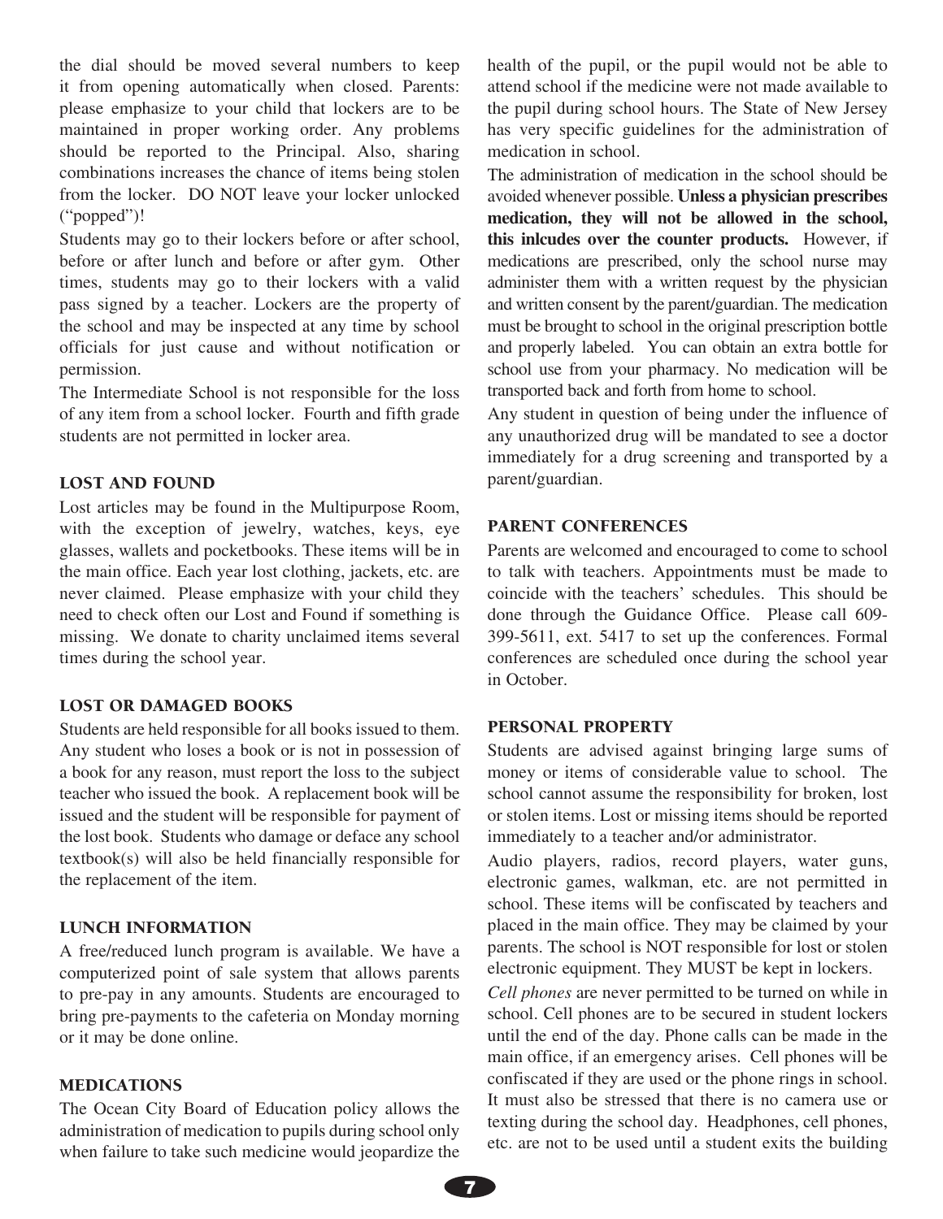the dial should be moved several numbers to keep it from opening automatically when closed. Parents: please emphasize to your child that lockers are to be maintained in proper working order. Any problems should be reported to the Principal. Also, sharing combinations increases the chance of items being stolen from the locker. DO NOT leave your locker unlocked ("popped")!

Students may go to their lockers before or after school, before or after lunch and before or after gym. Other times, students may go to their lockers with a valid pass signed by a teacher. Lockers are the property of the school and may be inspected at any time by school officials for just cause and without notification or permission.

The Intermediate School is not responsible for the loss of any item from a school locker. Fourth and fifth grade students are not permitted in locker area.

### LOST AND FOUND

Lost articles may be found in the Multipurpose Room, with the exception of jewelry, watches, keys, eye glasses, wallets and pocketbooks. These items will be in the main office. Each year lost clothing, jackets, etc. are never claimed. Please emphasize with your child they need to check often our Lost and Found if something is missing. We donate to charity unclaimed items several times during the school year.

### LOST OR DAMAGED BOOKS

Students are held responsible for all books issued to them. Any student who loses a book or is not in possession of a book for any reason, must report the loss to the subject teacher who issued the book. A replacement book will be issued and the student will be responsible for payment of the lost book. Students who damage or deface any school textbook(s) will also be held financially responsible for the replacement of the item.

### LUNCH INFORMATION

A free/reduced lunch program is available. We have a computerized point of sale system that allows parents to pre-pay in any amounts. Students are encouraged to bring pre-payments to the cafeteria on Monday morning or it may be done online.

### MEDICATIONS

The Ocean City Board of Education policy allows the administration of medication to pupils during school only when failure to take such medicine would jeopardize the health of the pupil, or the pupil would not be able to attend school if the medicine were not made available to the pupil during school hours. The State of New Jersey has very specific guidelines for the administration of medication in school.

The administration of medication in the school should be avoided whenever possible. **Unless a physician prescribes medication, they will not be allowed in the school, this inlcudes over the counter products.** However, if medications are prescribed, only the school nurse may administer them with a written request by the physician and written consent by the parent/guardian. The medication must be brought to school in the original prescription bottle and properly labeled. You can obtain an extra bottle for school use from your pharmacy. No medication will be transported back and forth from home to school.

Any student in question of being under the influence of any unauthorized drug will be mandated to see a doctor immediately for a drug screening and transported by a parent/guardian.

### PARENT CONFERENCES

Parents are welcomed and encouraged to come to school to talk with teachers. Appointments must be made to coincide with the teachers' schedules. This should be done through the Guidance Office. Please call 609-399-5611, ext. 5417 to set up the conferences. Formal conferences are scheduled once during the school year in October.

### PERSONAL PROPERTY

Students are advised against bringing large sums of money or items of considerable value to school. The school cannot assume the responsibility for broken, lost or stolen items. Lost or missing items should be reported immediately to a teacher and/or administrator.

Audio players, radios, record players, water guns, electronic games, walkman, etc. are not permitted in school. These items will be confiscated by teachers and placed in the main office. They may be claimed by your parents. The school is NOT responsible for lost or stolen electronic equipment. They MUST be kept in lockers.

*Cell phones* are never permitted to be turned on while in school. Cell phones are to be secured in student lockers until the end of the day. Phone calls can be made in the main office, if an emergency arises. Cell phones will be confiscated if they are used or the phone rings in school. It must also be stressed that there is no camera use or texting during the school day. Headphones, cell phones, etc. are not to be used until a student exits the building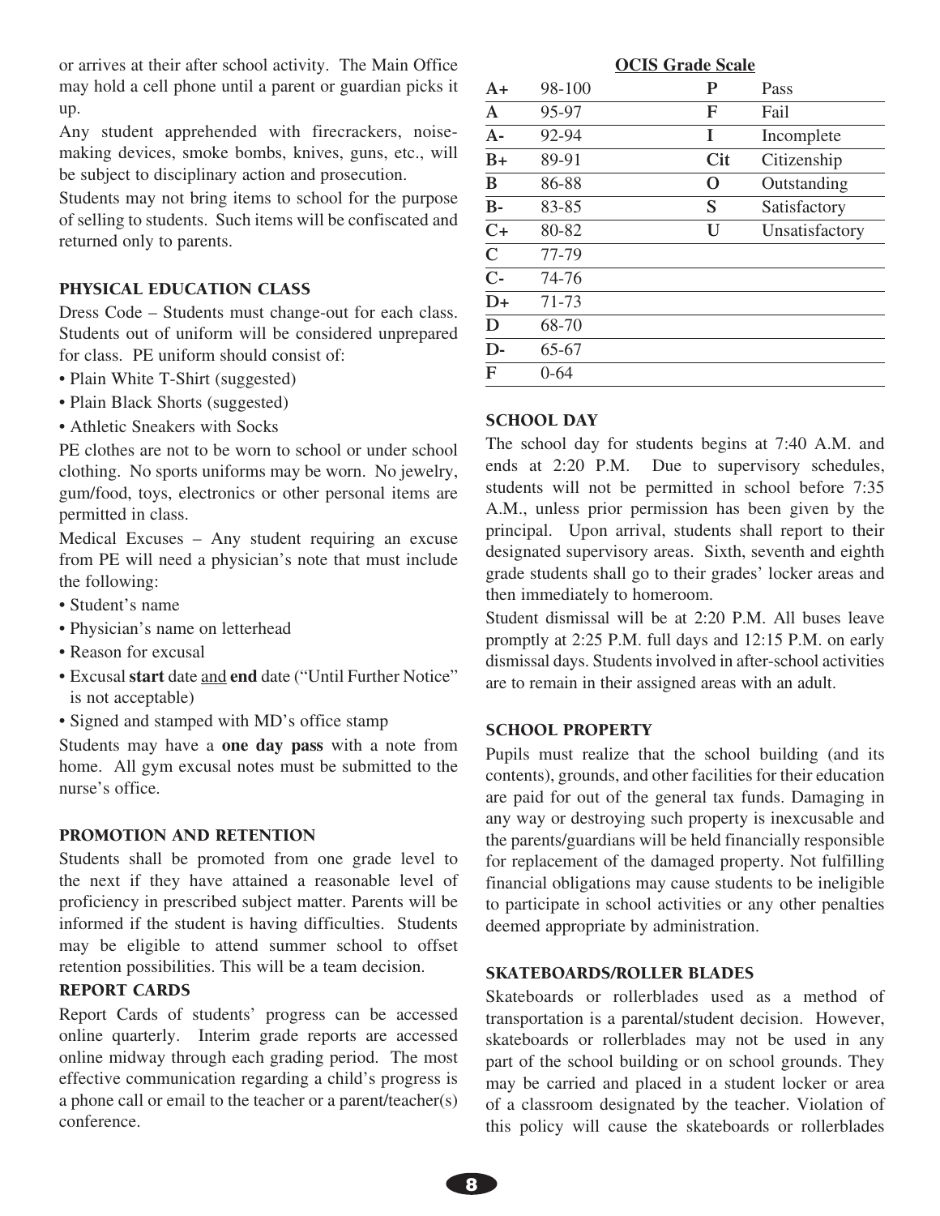or arrives at their after school activity. The Main Office may hold a cell phone until a parent or guardian picks it up.

Any student apprehended with firecrackers, noise-making devices, smoke bombs, knives, guns, etc., will be subject to disciplinary action and prosecution.

Students may not bring items to school for the purpose of selling to students. Such items will be confiscated and returned only to parents.

## PHYSICAL EDUCATION CLASS

Dress Code – Students must change-out for each class. Students out of uniform will be considered unprepared for class. PE uniform should consist of:

- Plain White T-Shirt (suggested)
- Plain Black Shorts (suggested)
- Athletic Sneakers with Socks

PE clothes are not to be worn to school or under school clothing. No sports uniforms may be worn. No jewelry, gum/food, toys, electronics or other personal items are permitted in class.

Medical Excuses – Any student requiring an excuse from PE will need a physician's note that must include the following:

- Student's name
- Physician's name on letterhead
- Reason for excusal
- Excusal **start** date <u>and</u> **end** date ("Until Further Notice" is not acceptable)
- Signed and stamped with MD's office stamp

Students may have a **one day pass** with a note from home. All gym excusal notes must be submitted to the nurse's office.

## PROMOTION AND RETENTION

Students shall be promoted from one grade level to the next if they have attained a reasonable level of proficiency in prescribed subject matter. Parents will be informed if the student is having difficulties. Students may be eligible to attend summer school to offset retention possibilities. This will be a team decision.

## REPORT CARDS

Report Cards of students' progress can be accessed online quarterly. Interim grade reports are accessed online midway through each grading period. The most effective communication regarding a child's progress is a phone call or email to the teacher or a parent/teacher(s) conference.

**<u>OCIS Grade Scale</u>**

| | | | |
|---|---|---|---|
| **A+** | 98-100 | **P** | Pass |
| **A** | 95-97 | **F** | Fail |
| **A-** | 92-94 | **I** | Incomplete |
| **B+** | 89-91 | **Cit** | Citizenship |
| **B** | 86-88 | **O** | Outstanding |
| **B-** | 83-85 | **S** | Satisfactory |
| **C+** | 80-82 | **U** | Unsatisfactory |
| **C** | 77-79 | | |
| **C-** | 74-76 | | |
| **D+** | 71-73 | | |
| **D** | 68-70 | | |
| **D-** | 65-67 | | |
| **F** | 0-64 | | |

## SCHOOL DAY

The school day for students begins at 7:40 A.M. and ends at 2:20 P.M. Due to supervisory schedules, students will not be permitted in school before 7:35 A.M., unless prior permission has been given by the principal. Upon arrival, students shall report to their designated supervisory areas. Sixth, seventh and eighth grade students shall go to their grades' locker areas and then immediately to homeroom.

Student dismissal will be at 2:20 P.M. All buses leave promptly at 2:25 P.M. full days and 12:15 P.M. on early dismissal days. Students involved in after-school activities are to remain in their assigned areas with an adult.

## SCHOOL PROPERTY

Pupils must realize that the school building (and its contents), grounds, and other facilities for their education are paid for out of the general tax funds. Damaging in any way or destroying such property is inexcusable and the parents/guardians will be held financially responsible for replacement of the damaged property. Not fulfilling financial obligations may cause students to be ineligible to participate in school activities or any other penalties deemed appropriate by administration.

## SKATEBOARDS/ROLLER BLADES

Skateboards or rollerblades used as a method of transportation is a parental/student decision. However, skateboards or rollerblades may not be used in any part of the school building or on school grounds. They may be carried and placed in a student locker or area of a classroom designated by the teacher. Violation of this policy will cause the skateboards or rollerblades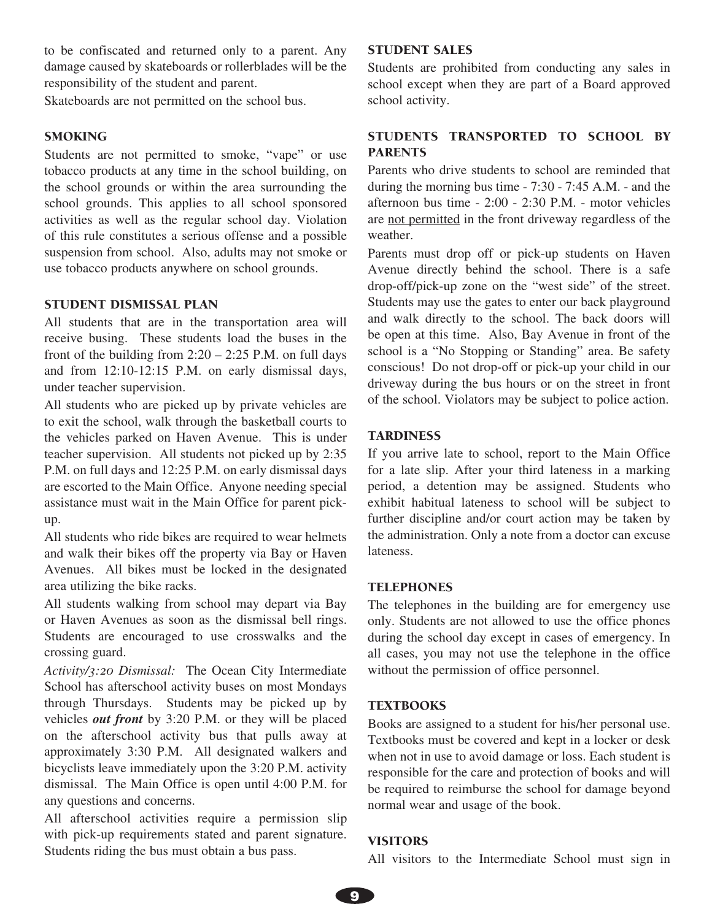to be confiscated and returned only to a parent. Any damage caused by skateboards or rollerblades will be the responsibility of the student and parent.

Skateboards are not permitted on the school bus.

### SMOKING

Students are not permitted to smoke, "vape" or use tobacco products at any time in the school building, on the school grounds or within the area surrounding the school grounds. This applies to all school sponsored activities as well as the regular school day. Violation of this rule constitutes a serious offense and a possible suspension from school. Also, adults may not smoke or use tobacco products anywhere on school grounds.

### STUDENT DISMISSAL PLAN

All students that are in the transportation area will receive busing. These students load the buses in the front of the building from 2:20 – 2:25 P.M. on full days and from 12:10-12:15 P.M. on early dismissal days, under teacher supervision.

All students who are picked up by private vehicles are to exit the school, walk through the basketball courts to the vehicles parked on Haven Avenue. This is under teacher supervision. All students not picked up by 2:35 P.M. on full days and 12:25 P.M. on early dismissal days are escorted to the Main Office. Anyone needing special assistance must wait in the Main Office for parent pick-up.

All students who ride bikes are required to wear helmets and walk their bikes off the property via Bay or Haven Avenues. All bikes must be locked in the designated area utilizing the bike racks.

All students walking from school may depart via Bay or Haven Avenues as soon as the dismissal bell rings. Students are encouraged to use crosswalks and the crossing guard.

*Activity/3:20 Dismissal:* The Ocean City Intermediate School has afterschool activity buses on most Mondays through Thursdays. Students may be picked up by vehicles ***out front*** by 3:20 P.M. or they will be placed on the afterschool activity bus that pulls away at approximately 3:30 P.M. All designated walkers and bicyclists leave immediately upon the 3:20 P.M. activity dismissal. The Main Office is open until 4:00 P.M. for any questions and concerns.

All afterschool activities require a permission slip with pick-up requirements stated and parent signature. Students riding the bus must obtain a bus pass.

### STUDENT SALES

Students are prohibited from conducting any sales in school except when they are part of a Board approved school activity.

### STUDENTS TRANSPORTED TO SCHOOL BY PARENTS

Parents who drive students to school are reminded that during the morning bus time - 7:30 - 7:45 A.M. - and the afternoon bus time - 2:00 - 2:30 P.M. - motor vehicles are <u>not permitted</u> in the front driveway regardless of the weather.

Parents must drop off or pick-up students on Haven Avenue directly behind the school. There is a safe drop-off/pick-up zone on the "west side" of the street. Students may use the gates to enter our back playground and walk directly to the school. The back doors will be open at this time. Also, Bay Avenue in front of the school is a "No Stopping or Standing" area. Be safety conscious! Do not drop-off or pick-up your child in our driveway during the bus hours or on the street in front of the school. Violators may be subject to police action.

### TARDINESS

If you arrive late to school, report to the Main Office for a late slip. After your third lateness in a marking period, a detention may be assigned. Students who exhibit habitual lateness to school will be subject to further discipline and/or court action may be taken by the administration. Only a note from a doctor can excuse lateness.

### TELEPHONES

The telephones in the building are for emergency use only. Students are not allowed to use the office phones during the school day except in cases of emergency. In all cases, you may not use the telephone in the office without the permission of office personnel.

### TEXTBOOKS

Books are assigned to a student for his/her personal use. Textbooks must be covered and kept in a locker or desk when not in use to avoid damage or loss. Each student is responsible for the care and protection of books and will be required to reimburse the school for damage beyond normal wear and usage of the book.

### VISITORS

All visitors to the Intermediate School must sign in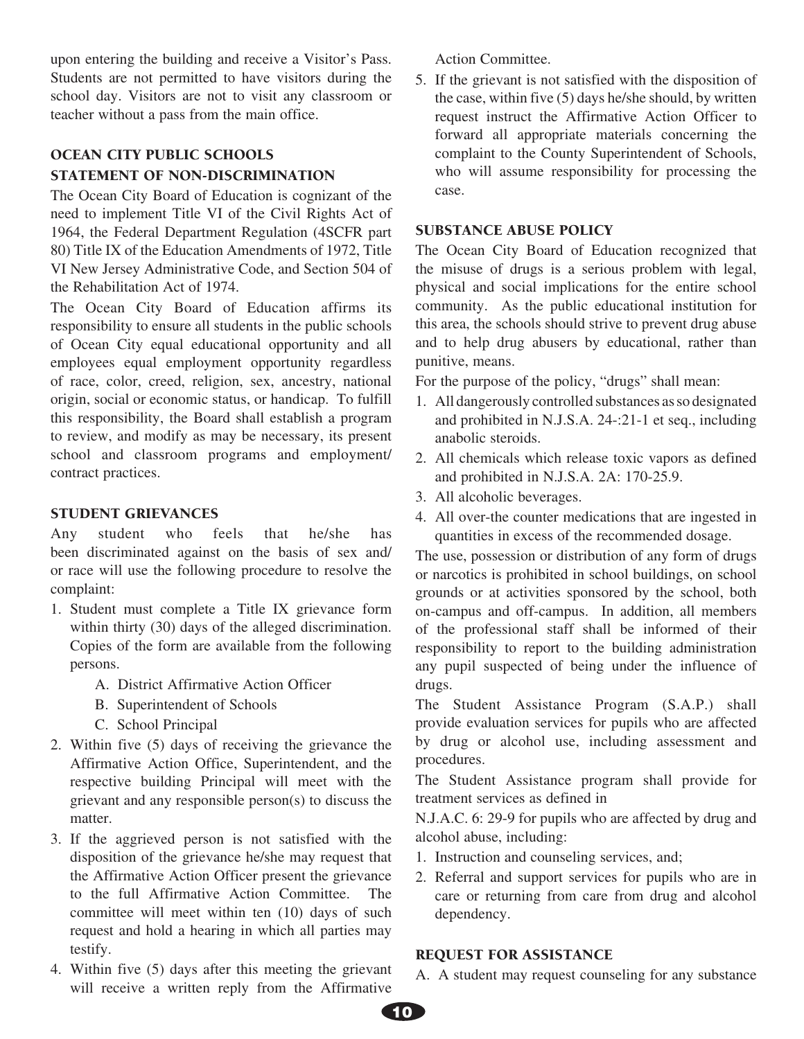upon entering the building and receive a Visitor's Pass. Students are not permitted to have visitors during the school day. Visitors are not to visit any classroom or teacher without a pass from the main office.

### OCEAN CITY PUBLIC SCHOOLS STATEMENT OF NON-DISCRIMINATION

The Ocean City Board of Education is cognizant of the need to implement Title VI of the Civil Rights Act of 1964, the Federal Department Regulation (4SCFR part 80) Title IX of the Education Amendments of 1972, Title VI New Jersey Administrative Code, and Section 504 of the Rehabilitation Act of 1974.

The Ocean City Board of Education affirms its responsibility to ensure all students in the public schools of Ocean City equal educational opportunity and all employees equal employment opportunity regardless of race, color, creed, religion, sex, ancestry, national origin, social or economic status, or handicap. To fulfill this responsibility, the Board shall establish a program to review, and modify as may be necessary, its present school and classroom programs and employment/ contract practices.

### STUDENT GRIEVANCES

Any student who feels that he/she has been discriminated against on the basis of sex and/ or race will use the following procedure to resolve the complaint:

1. Student must complete a Title IX grievance form within thirty (30) days of the alleged discrimination. Copies of the form are available from the following persons.
   - A. District Affirmative Action Officer
   - B. Superintendent of Schools
   - C. School Principal
2. Within five (5) days of receiving the grievance the Affirmative Action Office, Superintendent, and the respective building Principal will meet with the grievant and any responsible person(s) to discuss the matter.
3. If the aggrieved person is not satisfied with the disposition of the grievance he/she may request that the Affirmative Action Officer present the grievance to the full Affirmative Action Committee. The committee will meet within ten (10) days of such request and hold a hearing in which all parties may testify.
4. Within five (5) days after this meeting the grievant will receive a written reply from the Affirmative Action Committee.
5. If the grievant is not satisfied with the disposition of the case, within five (5) days he/she should, by written request instruct the Affirmative Action Officer to forward all appropriate materials concerning the complaint to the County Superintendent of Schools, who will assume responsibility for processing the case.

### SUBSTANCE ABUSE POLICY

The Ocean City Board of Education recognized that the misuse of drugs is a serious problem with legal, physical and social implications for the entire school community. As the public educational institution for this area, the schools should strive to prevent drug abuse and to help drug abusers by educational, rather than punitive, means.

For the purpose of the policy, "drugs" shall mean:

1. All dangerously controlled substances as so designated and prohibited in N.J.S.A. 24-:21-1 et seq., including anabolic steroids.
2. All chemicals which release toxic vapors as defined and prohibited in N.J.S.A. 2A: 170-25.9.
3. All alcoholic beverages.
4. All over-the counter medications that are ingested in quantities in excess of the recommended dosage.

The use, possession or distribution of any form of drugs or narcotics is prohibited in school buildings, on school grounds or at activities sponsored by the school, both on-campus and off-campus. In addition, all members of the professional staff shall be informed of their responsibility to report to the building administration any pupil suspected of being under the influence of drugs.

The Student Assistance Program (S.A.P.) shall provide evaluation services for pupils who are affected by drug or alcohol use, including assessment and procedures.

The Student Assistance program shall provide for treatment services as defined in

N.J.A.C. 6: 29-9 for pupils who are affected by drug and alcohol abuse, including:

1. Instruction and counseling services, and;
2. Referral and support services for pupils who are in care or returning from care from drug and alcohol dependency.

### REQUEST FOR ASSISTANCE

A. A student may request counseling for any substance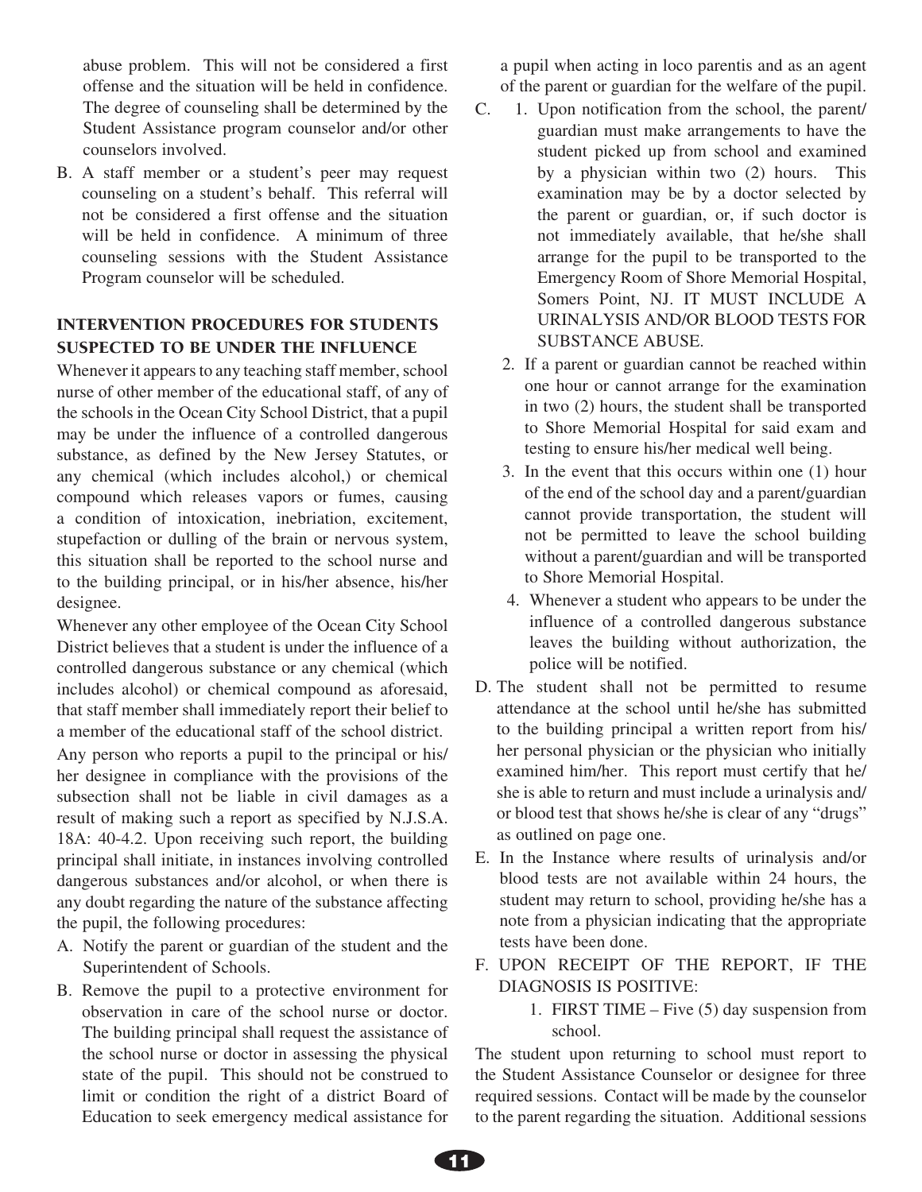abuse problem. This will not be considered a first offense and the situation will be held in confidence. The degree of counseling shall be determined by the Student Assistance program counselor and/or other counselors involved.

B. A staff member or a student's peer may request counseling on a student's behalf. This referral will not be considered a first offense and the situation will be held in confidence. A minimum of three counseling sessions with the Student Assistance Program counselor will be scheduled.

## INTERVENTION PROCEDURES FOR STUDENTS SUSPECTED TO BE UNDER THE INFLUENCE

Whenever it appears to any teaching staff member, school nurse of other member of the educational staff, of any of the schools in the Ocean City School District, that a pupil may be under the influence of a controlled dangerous substance, as defined by the New Jersey Statutes, or any chemical (which includes alcohol,) or chemical compound which releases vapors or fumes, causing a condition of intoxication, inebriation, excitement, stupefaction or dulling of the brain or nervous system, this situation shall be reported to the school nurse and to the building principal, or in his/her absence, his/her designee.

Whenever any other employee of the Ocean City School District believes that a student is under the influence of a controlled dangerous substance or any chemical (which includes alcohol) or chemical compound as aforesaid, that staff member shall immediately report their belief to a member of the educational staff of the school district.

Any person who reports a pupil to the principal or his/her designee in compliance with the provisions of the subsection shall not be liable in civil damages as a result of making such a report as specified by N.J.S.A. 18A: 40-4.2. Upon receiving such report, the building principal shall initiate, in instances involving controlled dangerous substances and/or alcohol, or when there is any doubt regarding the nature of the substance affecting the pupil, the following procedures:

A. Notify the parent or guardian of the student and the Superintendent of Schools.

B. Remove the pupil to a protective environment for observation in care of the school nurse or doctor. The building principal shall request the assistance of the school nurse or doctor in assessing the physical state of the pupil. This should not be construed to limit or condition the right of a district Board of Education to seek emergency medical assistance for a pupil when acting in loco parentis and as an agent of the parent or guardian for the welfare of the pupil.

C. 1. Upon notification from the school, the parent/guardian must make arrangements to have the student picked up from school and examined by a physician within two (2) hours. This examination may be by a doctor selected by the parent or guardian, or, if such doctor is not immediately available, that he/she shall arrange for the pupil to be transported to the Emergency Room of Shore Memorial Hospital, Somers Point, NJ. IT MUST INCLUDE A URINALYSIS AND/OR BLOOD TESTS FOR SUBSTANCE ABUSE.

2. If a parent or guardian cannot be reached within one hour or cannot arrange for the examination in two (2) hours, the student shall be transported to Shore Memorial Hospital for said exam and testing to ensure his/her medical well being.

3. In the event that this occurs within one (1) hour of the end of the school day and a parent/guardian cannot provide transportation, the student will not be permitted to leave the school building without a parent/guardian and will be transported to Shore Memorial Hospital.

4. Whenever a student who appears to be under the influence of a controlled dangerous substance leaves the building without authorization, the police will be notified.

D. The student shall not be permitted to resume attendance at the school until he/she has submitted to the building principal a written report from his/her personal physician or the physician who initially examined him/her. This report must certify that he/she is able to return and must include a urinalysis and/or blood test that shows he/she is clear of any "drugs" as outlined on page one.

E. In the Instance where results of urinalysis and/or blood tests are not available within 24 hours, the student may return to school, providing he/she has a note from a physician indicating that the appropriate tests have been done.

F. UPON RECEIPT OF THE REPORT, IF THE DIAGNOSIS IS POSITIVE:

1. FIRST TIME – Five (5) day suspension from school.

The student upon returning to school must report to the Student Assistance Counselor or designee for three required sessions. Contact will be made by the counselor to the parent regarding the situation. Additional sessions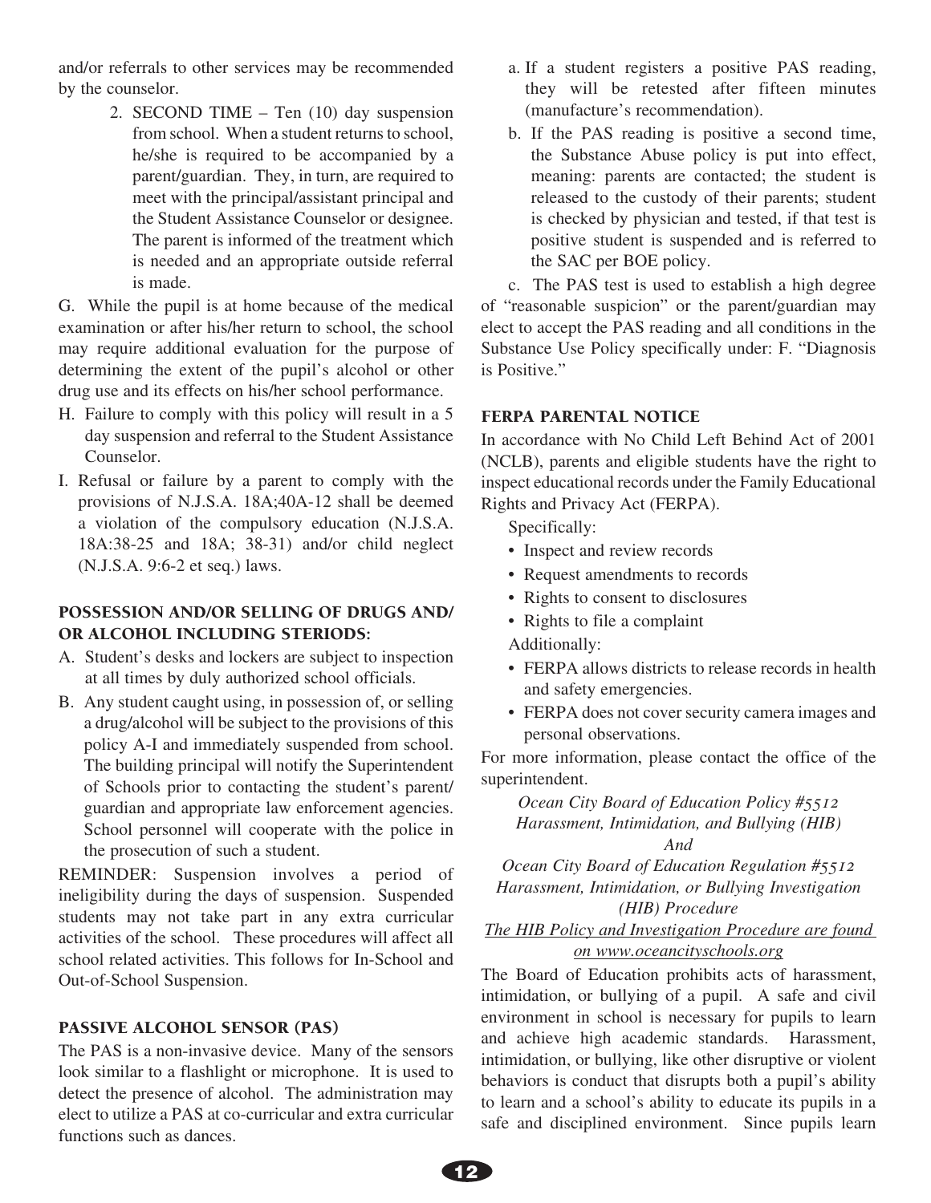and/or referrals to other services may be recommended by the counselor.

2. SECOND TIME – Ten (10) day suspension from school. When a student returns to school, he/she is required to be accompanied by a parent/guardian. They, in turn, are required to meet with the principal/assistant principal and the Student Assistance Counselor or designee. The parent is informed of the treatment which is needed and an appropriate outside referral is made.

G. While the pupil is at home because of the medical examination or after his/her return to school, the school may require additional evaluation for the purpose of determining the extent of the pupil's alcohol or other drug use and its effects on his/her school performance.

H. Failure to comply with this policy will result in a 5 day suspension and referral to the Student Assistance Counselor.

I. Refusal or failure by a parent to comply with the provisions of N.J.S.A. 18A;40A-12 shall be deemed a violation of the compulsory education (N.J.S.A. 18A:38-25 and 18A; 38-31) and/or child neglect (N.J.S.A. 9:6-2 et seq.) laws.

### POSSESSION AND/OR SELLING OF DRUGS AND/OR ALCOHOL INCLUDING STERIODS:

A. Student's desks and lockers are subject to inspection at all times by duly authorized school officials.

B. Any student caught using, in possession of, or selling a drug/alcohol will be subject to the provisions of this policy A-I and immediately suspended from school. The building principal will notify the Superintendent of Schools prior to contacting the student's parent/guardian and appropriate law enforcement agencies. School personnel will cooperate with the police in the prosecution of such a student.

REMINDER: Suspension involves a period of ineligibility during the days of suspension. Suspended students may not take part in any extra curricular activities of the school. These procedures will affect all school related activities. This follows for In-School and Out-of-School Suspension.

### PASSIVE ALCOHOL SENSOR (PAS)

The PAS is a non-invasive device. Many of the sensors look similar to a flashlight or microphone. It is used to detect the presence of alcohol. The administration may elect to utilize a PAS at co-curricular and extra curricular functions such as dances.

a. If a student registers a positive PAS reading, they will be retested after fifteen minutes (manufacture's recommendation).

b. If the PAS reading is positive a second time, the Substance Abuse policy is put into effect, meaning: parents are contacted; the student is released to the custody of their parents; student is checked by physician and tested, if that test is positive student is suspended and is referred to the SAC per BOE policy.

c. The PAS test is used to establish a high degree of "reasonable suspicion" or the parent/guardian may elect to accept the PAS reading and all conditions in the Substance Use Policy specifically under: F. "Diagnosis is Positive."

### FERPA PARENTAL NOTICE

In accordance with No Child Left Behind Act of 2001 (NCLB), parents and eligible students have the right to inspect educational records under the Family Educational Rights and Privacy Act (FERPA).

Specifically:

- Inspect and review records
- Request amendments to records
- Rights to consent to disclosures
- Rights to file a complaint

Additionally:

- FERPA allows districts to release records in health and safety emergencies.
- FERPA does not cover security camera images and personal observations.

For more information, please contact the office of the superintendent.

*Ocean City Board of Education Policy #5512*
*Harassment, Intimidation, and Bullying (HIB)*
*And*
*Ocean City Board of Education Regulation #5512*
*Harassment, Intimidation, or Bullying Investigation (HIB) Procedure*
*The HIB Policy and Investigation Procedure are found on www.oceancityschools.org*

The Board of Education prohibits acts of harassment, intimidation, or bullying of a pupil. A safe and civil environment in school is necessary for pupils to learn and achieve high academic standards. Harassment, intimidation, or bullying, like other disruptive or violent behaviors is conduct that disrupts both a pupil's ability to learn and a school's ability to educate its pupils in a safe and disciplined environment. Since pupils learn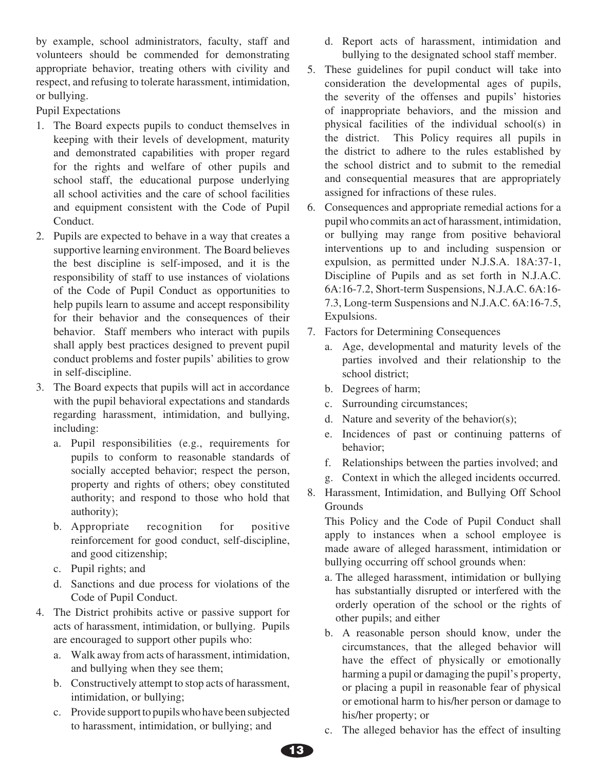by example, school administrators, faculty, staff and volunteers should be commended for demonstrating appropriate behavior, treating others with civility and respect, and refusing to tolerate harassment, intimidation, or bullying.

Pupil Expectations

1. The Board expects pupils to conduct themselves in keeping with their levels of development, maturity and demonstrated capabilities with proper regard for the rights and welfare of other pupils and school staff, the educational purpose underlying all school activities and the care of school facilities and equipment consistent with the Code of Pupil Conduct.
2. Pupils are expected to behave in a way that creates a supportive learning environment. The Board believes the best discipline is self-imposed, and it is the responsibility of staff to use instances of violations of the Code of Pupil Conduct as opportunities to help pupils learn to assume and accept responsibility for their behavior and the consequences of their behavior. Staff members who interact with pupils shall apply best practices designed to prevent pupil conduct problems and foster pupils' abilities to grow in self-discipline.
3. The Board expects that pupils will act in accordance with the pupil behavioral expectations and standards regarding harassment, intimidation, and bullying, including:
   a. Pupil responsibilities (e.g., requirements for pupils to conform to reasonable standards of socially accepted behavior; respect the person, property and rights of others; obey constituted authority; and respond to those who hold that authority);
   b. Appropriate recognition for positive reinforcement for good conduct, self-discipline, and good citizenship;
   c. Pupil rights; and
   d. Sanctions and due process for violations of the Code of Pupil Conduct.
4. The District prohibits active or passive support for acts of harassment, intimidation, or bullying. Pupils are encouraged to support other pupils who:
   a. Walk away from acts of harassment, intimidation, and bullying when they see them;
   b. Constructively attempt to stop acts of harassment, intimidation, or bullying;
   c. Provide support to pupils who have been subjected to harassment, intimidation, or bullying; and
   d. Report acts of harassment, intimidation and bullying to the designated school staff member.
5. These guidelines for pupil conduct will take into consideration the developmental ages of pupils, the severity of the offenses and pupils' histories of inappropriate behaviors, and the mission and physical facilities of the individual school(s) in the district. This Policy requires all pupils in the district to adhere to the rules established by the school district and to submit to the remedial and consequential measures that are appropriately assigned for infractions of these rules.
6. Consequences and appropriate remedial actions for a pupil who commits an act of harassment, intimidation, or bullying may range from positive behavioral interventions up to and including suspension or expulsion, as permitted under N.J.S.A. 18A:37-1, Discipline of Pupils and as set forth in N.J.A.C. 6A:16-7.2, Short-term Suspensions, N.J.A.C. 6A:16-7.3, Long-term Suspensions and N.J.A.C. 6A:16-7.5, Expulsions.
7. Factors for Determining Consequences
   a. Age, developmental and maturity levels of the parties involved and their relationship to the school district;
   b. Degrees of harm;
   c. Surrounding circumstances;
   d. Nature and severity of the behavior(s);
   e. Incidences of past or continuing patterns of behavior;
   f. Relationships between the parties involved; and
   g. Context in which the alleged incidents occurred.
8. Harassment, Intimidation, and Bullying Off School Grounds

   This Policy and the Code of Pupil Conduct shall apply to instances when a school employee is made aware of alleged harassment, intimidation or bullying occurring off school grounds when:
   a. The alleged harassment, intimidation or bullying has substantially disrupted or interfered with the orderly operation of the school or the rights of other pupils; and either
   b. A reasonable person should know, under the circumstances, that the alleged behavior will have the effect of physically or emotionally harming a pupil or damaging the pupil's property, or placing a pupil in reasonable fear of physical or emotional harm to his/her person or damage to his/her property; or
   c. The alleged behavior has the effect of insulting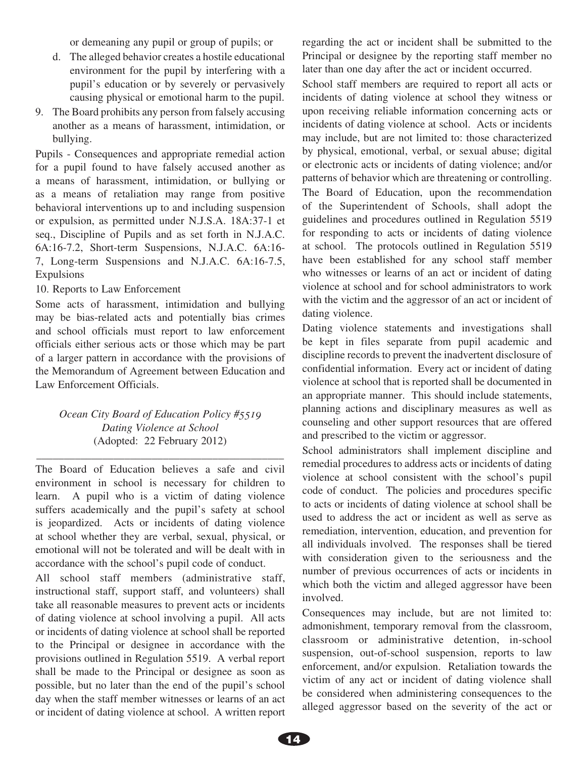or demeaning any pupil or group of pupils; or

d. The alleged behavior creates a hostile educational environment for the pupil by interfering with a pupil's education or by severely or pervasively causing physical or emotional harm to the pupil.

9. The Board prohibits any person from falsely accusing another as a means of harassment, intimidation, or bullying.

Pupils - Consequences and appropriate remedial action for a pupil found to have falsely accused another as a means of harassment, intimidation, or bullying or as a means of retaliation may range from positive behavioral interventions up to and including suspension or expulsion, as permitted under N.J.S.A. 18A:37-1 et seq., Discipline of Pupils and as set forth in N.J.A.C. 6A:16-7.2, Short-term Suspensions, N.J.A.C. 6A:16-7, Long-term Suspensions and N.J.A.C. 6A:16-7.5, Expulsions

10. Reports to Law Enforcement

Some acts of harassment, intimidation and bullying may be bias-related acts and potentially bias crimes and school officials must report to law enforcement officials either serious acts or those which may be part of a larger pattern in accordance with the provisions of the Memorandum of Agreement between Education and Law Enforcement Officials.

*Ocean City Board of Education Policy #5519*
*Dating Violence at School*
(Adopted: 22 February 2012)

---

The Board of Education believes a safe and civil environment in school is necessary for children to learn. A pupil who is a victim of dating violence suffers academically and the pupil's safety at school is jeopardized. Acts or incidents of dating violence at school whether they are verbal, sexual, physical, or emotional will not be tolerated and will be dealt with in accordance with the school's pupil code of conduct.

All school staff members (administrative staff, instructional staff, support staff, and volunteers) shall take all reasonable measures to prevent acts or incidents of dating violence at school involving a pupil. All acts or incidents of dating violence at school shall be reported to the Principal or designee in accordance with the provisions outlined in Regulation 5519. A verbal report shall be made to the Principal or designee as soon as possible, but no later than the end of the pupil's school day when the staff member witnesses or learns of an act or incident of dating violence at school. A written report regarding the act or incident shall be submitted to the Principal or designee by the reporting staff member no later than one day after the act or incident occurred.

School staff members are required to report all acts or incidents of dating violence at school they witness or upon receiving reliable information concerning acts or incidents of dating violence at school. Acts or incidents may include, but are not limited to: those characterized by physical, emotional, verbal, or sexual abuse; digital or electronic acts or incidents of dating violence; and/or patterns of behavior which are threatening or controlling.

The Board of Education, upon the recommendation of the Superintendent of Schools, shall adopt the guidelines and procedures outlined in Regulation 5519 for responding to acts or incidents of dating violence at school. The protocols outlined in Regulation 5519 have been established for any school staff member who witnesses or learns of an act or incident of dating violence at school and for school administrators to work with the victim and the aggressor of an act or incident of dating violence.

Dating violence statements and investigations shall be kept in files separate from pupil academic and discipline records to prevent the inadvertent disclosure of confidential information. Every act or incident of dating violence at school that is reported shall be documented in an appropriate manner. This should include statements, planning actions and disciplinary measures as well as counseling and other support resources that are offered and prescribed to the victim or aggressor.

School administrators shall implement discipline and remedial procedures to address acts or incidents of dating violence at school consistent with the school's pupil code of conduct. The policies and procedures specific to acts or incidents of dating violence at school shall be used to address the act or incident as well as serve as remediation, intervention, education, and prevention for all individuals involved. The responses shall be tiered with consideration given to the seriousness and the number of previous occurrences of acts or incidents in which both the victim and alleged aggressor have been involved.

Consequences may include, but are not limited to: admonishment, temporary removal from the classroom, classroom or administrative detention, in-school suspension, out-of-school suspension, reports to law enforcement, and/or expulsion. Retaliation towards the victim of any act or incident of dating violence shall be considered when administering consequences to the alleged aggressor based on the severity of the act or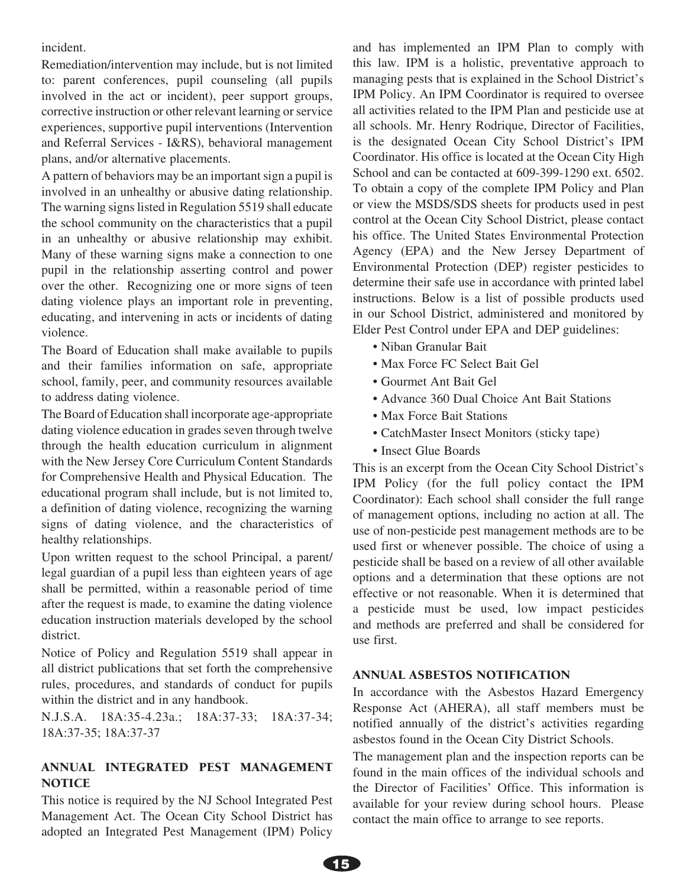incident.

Remediation/intervention may include, but is not limited to: parent conferences, pupil counseling (all pupils involved in the act or incident), peer support groups, corrective instruction or other relevant learning or service experiences, supportive pupil interventions (Intervention and Referral Services - I&RS), behavioral management plans, and/or alternative placements.

A pattern of behaviors may be an important sign a pupil is involved in an unhealthy or abusive dating relationship. The warning signs listed in Regulation 5519 shall educate the school community on the characteristics that a pupil in an unhealthy or abusive relationship may exhibit. Many of these warning signs make a connection to one pupil in the relationship asserting control and power over the other. Recognizing one or more signs of teen dating violence plays an important role in preventing, educating, and intervening in acts or incidents of dating violence.

The Board of Education shall make available to pupils and their families information on safe, appropriate school, family, peer, and community resources available to address dating violence.

The Board of Education shall incorporate age-appropriate dating violence education in grades seven through twelve through the health education curriculum in alignment with the New Jersey Core Curriculum Content Standards for Comprehensive Health and Physical Education. The educational program shall include, but is not limited to, a definition of dating violence, recognizing the warning signs of dating violence, and the characteristics of healthy relationships.

Upon written request to the school Principal, a parent/legal guardian of a pupil less than eighteen years of age shall be permitted, within a reasonable period of time after the request is made, to examine the dating violence education instruction materials developed by the school district.

Notice of Policy and Regulation 5519 shall appear in all district publications that set forth the comprehensive rules, procedures, and standards of conduct for pupils within the district and in any handbook.

N.J.S.A. 18A:35-4.23a.; 18A:37-33; 18A:37-34; 18A:37-35; 18A:37-37

## ANNUAL INTEGRATED PEST MANAGEMENT NOTICE

This notice is required by the NJ School Integrated Pest Management Act. The Ocean City School District has adopted an Integrated Pest Management (IPM) Policy and has implemented an IPM Plan to comply with this law. IPM is a holistic, preventative approach to managing pests that is explained in the School District's IPM Policy. An IPM Coordinator is required to oversee all activities related to the IPM Plan and pesticide use at all schools. Mr. Henry Rodrique, Director of Facilities, is the designated Ocean City School District's IPM Coordinator. His office is located at the Ocean City High School and can be contacted at 609-399-1290 ext. 6502. To obtain a copy of the complete IPM Policy and Plan or view the MSDS/SDS sheets for products used in pest control at the Ocean City School District, please contact his office. The United States Environmental Protection Agency (EPA) and the New Jersey Department of Environmental Protection (DEP) register pesticides to determine their safe use in accordance with printed label instructions. Below is a list of possible products used in our School District, administered and monitored by Elder Pest Control under EPA and DEP guidelines:

- Niban Granular Bait
- Max Force FC Select Bait Gel
- Gourmet Ant Bait Gel
- Advance 360 Dual Choice Ant Bait Stations
- Max Force Bait Stations
- CatchMaster Insect Monitors (sticky tape)
- Insect Glue Boards

This is an excerpt from the Ocean City School District's IPM Policy (for the full policy contact the IPM Coordinator): Each school shall consider the full range of management options, including no action at all. The use of non-pesticide pest management methods are to be used first or whenever possible. The choice of using a pesticide shall be based on a review of all other available options and a determination that these options are not effective or not reasonable. When it is determined that a pesticide must be used, low impact pesticides and methods are preferred and shall be considered for use first.

## ANNUAL ASBESTOS NOTIFICATION

In accordance with the Asbestos Hazard Emergency Response Act (AHERA), all staff members must be notified annually of the district's activities regarding asbestos found in the Ocean City District Schools.

The management plan and the inspection reports can be found in the main offices of the individual schools and the Director of Facilities' Office. This information is available for your review during school hours. Please contact the main office to arrange to see reports.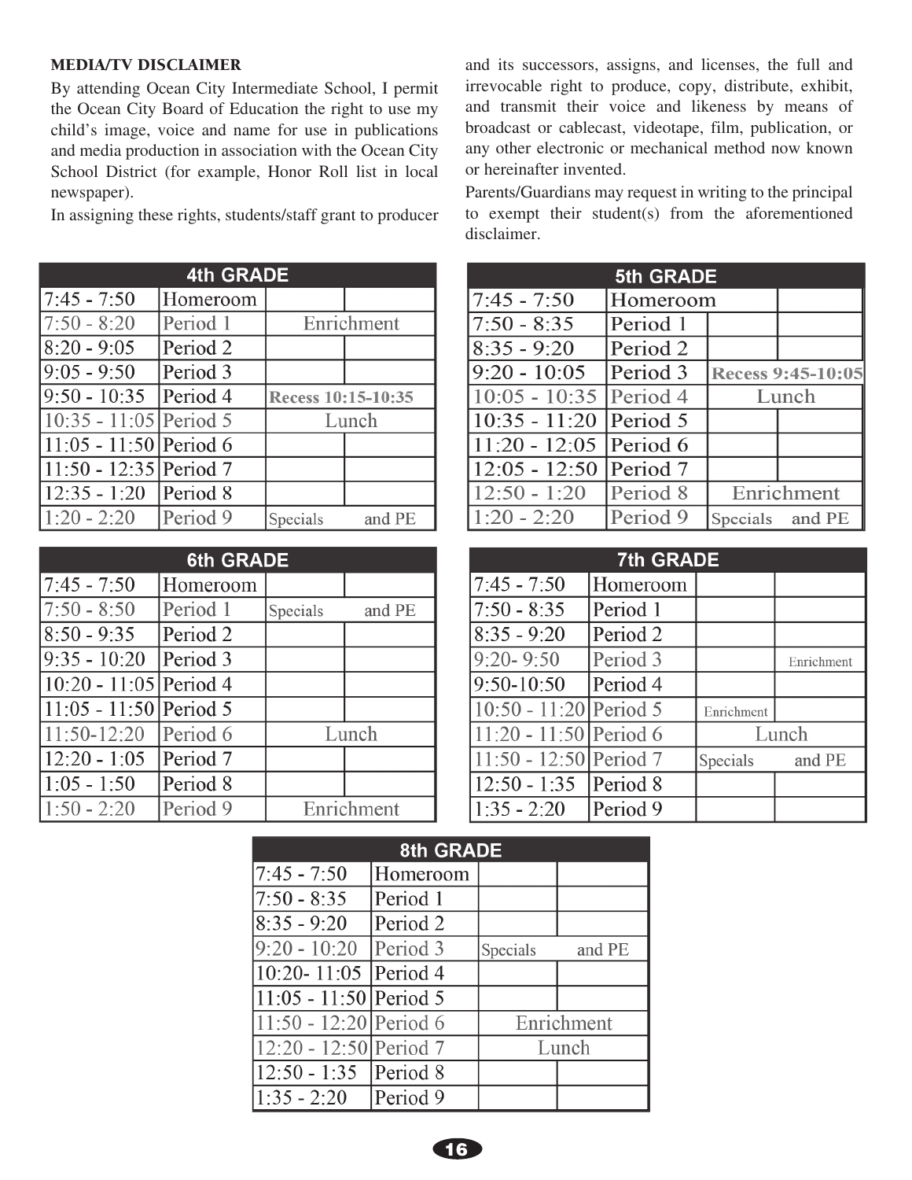**MEDIA/TV DISCLAIMER**

By attending Ocean City Intermediate School, I permit the Ocean City Board of Education the right to use my child's image, voice and name for use in publications and media production in association with the Ocean City School District (for example, Honor Roll list in local newspaper).

In assigning these rights, students/staff grant to producer and its successors, assigns, and licenses, the full and irrevocable right to produce, copy, distribute, exhibit, and transmit their voice and likeness by means of broadcast or cablecast, videotape, film, publication, or any other electronic or mechanical method now known or hereinafter invented.

Parents/Guardians may request in writing to the principal to exempt their student(s) from the aforementioned disclaimer.

| 4th GRADE | | | |
|---|---|---|---|
| 7:45 - 7:50 | Homeroom | | |
| 7:50 - 8:20 | Period 1 | Enrichment | |
| 8:20 - 9:05 | Period 2 | | |
| 9:05 - 9:50 | Period 3 | | |
| 9:50 - 10:35 | Period 4 | Recess 10:15-10:35 | |
| 10:35 - 11:05 | Period 5 | Lunch | |
| 11:05 - 11:50 | Period 6 | | |
| 11:50 - 12:35 | Period 7 | | |
| 12:35 - 1:20 | Period 8 | | |
| 1:20 - 2:20 | Period 9 | Specials | and PE |

| 5th GRADE | | | |
|---|---|---|---|
| 7:45 - 7:50 | Homeroom | | |
| 7:50 - 8:35 | Period 1 | | |
| 8:35 - 9:20 | Period 2 | | |
| 9:20 - 10:05 | Period 3 | Recess 9:45-10:05 | |
| 10:05 - 10:35 | Period 4 | Lunch | |
| 10:35 - 11:20 | Period 5 | | |
| 11:20 - 12:05 | Period 6 | | |
| 12:05 - 12:50 | Period 7 | | |
| 12:50 - 1:20 | Period 8 | Enrichment | |
| 1:20 - 2:20 | Period 9 | Specials | and PE |

| 6th GRADE | | | |
|---|---|---|---|
| 7:45 - 7:50 | Homeroom | | |
| 7:50 - 8:50 | Period 1 | Specials | and PE |
| 8:50 - 9:35 | Period 2 | | |
| 9:35 - 10:20 | Period 3 | | |
| 10:20 - 11:05 | Period 4 | | |
| 11:05 - 11:50 | Period 5 | | |
| 11:50-12:20 | Period 6 | Lunch | |
| 12:20 - 1:05 | Period 7 | | |
| 1:05 - 1:50 | Period 8 | | |
| 1:50 - 2:20 | Period 9 | Enrichment | |

| 7th GRADE | | | |
|---|---|---|---|
| 7:45 - 7:50 | Homeroom | | |
| 7:50 - 8:35 | Period 1 | | |
| 8:35 - 9:20 | Period 2 | | |
| 9:20- 9:50 | Period 3 | | Enrichment |
| 9:50-10:50 | Period 4 | | |
| 10:50 - 11:20 | Period 5 | Enrichment | |
| 11:20 - 11:50 | Period 6 | Lunch | |
| 11:50 - 12:50 | Period 7 | Specials | and PE |
| 12:50 - 1:35 | Period 8 | | |
| 1:35 - 2:20 | Period 9 | | |

| 8th GRADE | | | |
|---|---|---|---|
| 7:45 - 7:50 | Homeroom | | |
| 7:50 - 8:35 | Period 1 | | |
| 8:35 - 9:20 | Period 2 | | |
| 9:20 - 10:20 | Period 3 | Specials | and PE |
| 10:20- 11:05 | Period 4 | | |
| 11:05 - 11:50 | Period 5 | | |
| 11:50 - 12:20 | Period 6 | Enrichment | |
| 12:20 - 12:50 | Period 7 | Lunch | |
| 12:50 - 1:35 | Period 8 | | |
| 1:35 - 2:20 | Period 9 | | |